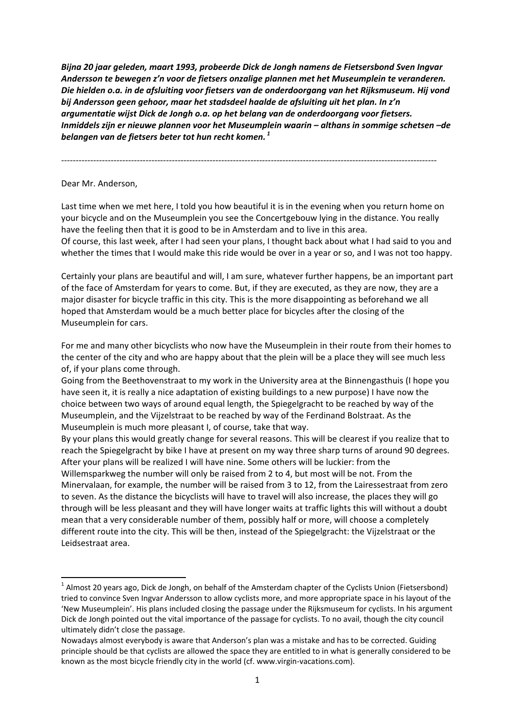***Bijna 20 jaar geleden, maart 1993, probeerde Dick de Jongh namens de Fietsersbond Sven Ingvar Andersson te bewegen z'n voor de fietsers onzalige plannen met het Museumplein te veranderen. Die hielden o.a. in de afsluiting voor fietsers van de onderdoorgang van het Rijksmuseum. Hij vond bij Andersson geen gehoor, maar het stadsdeel haalde de afsluiting uit het plan. In z'n argumentatie wijst Dick de Jongh o.a. op het belang van de onderdoorgang voor fietsers. Inmiddels zijn er nieuwe plannen voor het Museumplein waarin – althans in sommige schetsen –de belangen van de fietsers beter tot hun recht komen.*** [1]

---

Dear Mr. Anderson,

Last time when we met here, I told you how beautiful it is in the evening when you return home on your bicycle and on the Museumplein you see the Concertgebouw lying in the distance. You really have the feeling then that it is good to be in Amsterdam and to live in this area.
Of course, this last week, after I had seen your plans, I thought back about what I had said to you and whether the times that I would make this ride would be over in a year or so, and I was not too happy.

Certainly your plans are beautiful and will, I am sure, whatever further happens, be an important part of the face of Amsterdam for years to come. But, if they are executed, as they are now, they are a major disaster for bicycle traffic in this city. This is the more disappointing as beforehand we all hoped that Amsterdam would be a much better place for bicycles after the closing of the Museumplein for cars.

For me and many other bicyclists who now have the Museumplein in their route from their homes to the center of the city and who are happy about that the plein will be a place they will see much less of, if your plans come through.
Going from the Beethovenstraat to my work in the University area at the Binnengasthuis (I hope you have seen it, it is really a nice adaptation of existing buildings to a new purpose) I have now the choice between two ways of around equal length, the Spiegelgracht to be reached by way of the Museumplein, and the Vijzelstraat to be reached by way of the Ferdinand Bolstraat. As the Museumplein is much more pleasant I, of course, take that way.
By your plans this would greatly change for several reasons. This will be clearest if you realize that to reach the Spiegelgracht by bike I have at present on my way three sharp turns of around 90 degrees. After your plans will be realized I will have nine. Some others will be luckier: from the Willemsparkweg the number will only be raised from 2 to 4, but most will be not. From the Minervalaan, for example, the number will be raised from 3 to 12, from the Lairessestraat from zero to seven. As the distance the bicyclists will have to travel will also increase, the places they will go through will be less pleasant and they will have longer waits at traffic lights this will without a doubt mean that a very considerable number of them, possibly half or more, will choose a completely different route into the city. This will be then, instead of the Spiegelgracht: the Vijzelstraat or the Leidsestraat area.

---

[1] Almost 20 years ago, Dick de Jongh, on behalf of the Amsterdam chapter of the Cyclists Union (Fietsersbond) tried to convince Sven Ingvar Andersson to allow cyclists more, and more appropriate space in his layout of the 'New Museumplein'. His plans included closing the passage under the Rijksmuseum for cyclists. In his argument Dick de Jongh pointed out the vital importance of the passage for cyclists. To no avail, though the city council ultimately didn't close the passage.
Nowadays almost everybody is aware that Anderson's plan was a mistake and has to be corrected. Guiding principle should be that cyclists are allowed the space they are entitled to in what is generally considered to be known as the most bicycle friendly city in the world (cf. www.virgin-vacations.com).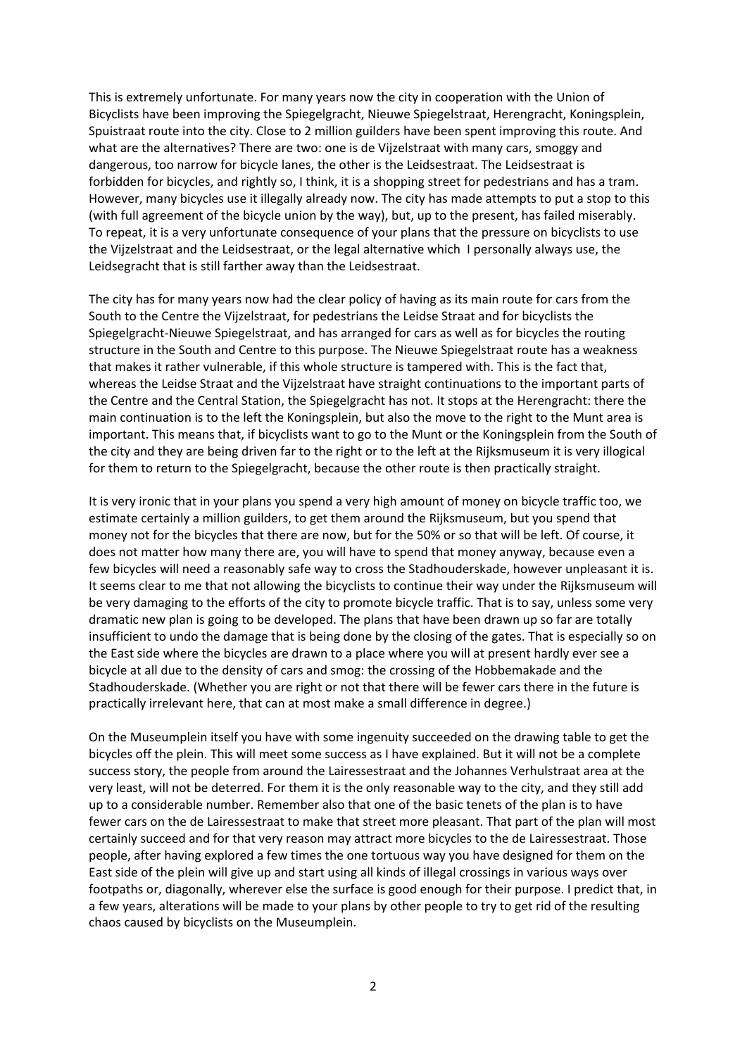This is extremely unfortunate. For many years now the city in cooperation with the Union of Bicyclists have been improving the Spiegelgracht, Nieuwe Spiegelstraat, Herengracht, Koningsplein, Spuistraat route into the city. Close to 2 million guilders have been spent improving this route. And what are the alternatives? There are two: one is de Vijzelstraat with many cars, smoggy and dangerous, too narrow for bicycle lanes, the other is the Leidsestraat. The Leidsestraat is forbidden for bicycles, and rightly so, I think, it is a shopping street for pedestrians and has a tram. However, many bicycles use it illegally already now. The city has made attempts to put a stop to this (with full agreement of the bicycle union by the way), but, up to the present, has failed miserably. To repeat, it is a very unfortunate consequence of your plans that the pressure on bicyclists to use the Vijzelstraat and the Leidsestraat, or the legal alternative which I personally always use, the Leidsegracht that is still farther away than the Leidsestraat.

The city has for many years now had the clear policy of having as its main route for cars from the South to the Centre the Vijzelstraat, for pedestrians the Leidse Straat and for bicyclists the Spiegelgracht-Nieuwe Spiegelstraat, and has arranged for cars as well as for bicycles the routing structure in the South and Centre to this purpose. The Nieuwe Spiegelstraat route has a weakness that makes it rather vulnerable, if this whole structure is tampered with. This is the fact that, whereas the Leidse Straat and the Vijzelstraat have straight continuations to the important parts of the Centre and the Central Station, the Spiegelgracht has not. It stops at the Herengracht: there the main continuation is to the left the Koningsplein, but also the move to the right to the Munt area is important. This means that, if bicyclists want to go to the Munt or the Koningsplein from the South of the city and they are being driven far to the right or to the left at the Rijksmuseum it is very illogical for them to return to the Spiegelgracht, because the other route is then practically straight.

It is very ironic that in your plans you spend a very high amount of money on bicycle traffic too, we estimate certainly a million guilders, to get them around the Rijksmuseum, but you spend that money not for the bicycles that there are now, but for the 50% or so that will be left. Of course, it does not matter how many there are, you will have to spend that money anyway, because even a few bicycles will need a reasonably safe way to cross the Stadhouderskade, however unpleasant it is. It seems clear to me that not allowing the bicyclists to continue their way under the Rijksmuseum will be very damaging to the efforts of the city to promote bicycle traffic. That is to say, unless some very dramatic new plan is going to be developed. The plans that have been drawn up so far are totally insufficient to undo the damage that is being done by the closing of the gates. That is especially so on the East side where the bicycles are drawn to a place where you will at present hardly ever see a bicycle at all due to the density of cars and smog: the crossing of the Hobbemakade and the Stadhouderskade. (Whether you are right or not that there will be fewer cars there in the future is practically irrelevant here, that can at most make a small difference in degree.)

On the Museumplein itself you have with some ingenuity succeeded on the drawing table to get the bicycles off the plein. This will meet some success as I have explained. But it will not be a complete success story, the people from around the Lairessestraat and the Johannes Verhulstraat area at the very least, will not be deterred. For them it is the only reasonable way to the city, and they still add up to a considerable number. Remember also that one of the basic tenets of the plan is to have fewer cars on the de Lairessestraat to make that street more pleasant. That part of the plan will most certainly succeed and for that very reason may attract more bicycles to the de Lairessestraat. Those people, after having explored a few times the one tortuous way you have designed for them on the East side of the plein will give up and start using all kinds of illegal crossings in various ways over footpaths or, diagonally, wherever else the surface is good enough for their purpose. I predict that, in a few years, alterations will be made to your plans by other people to try to get rid of the resulting chaos caused by bicyclists on the Museumplein.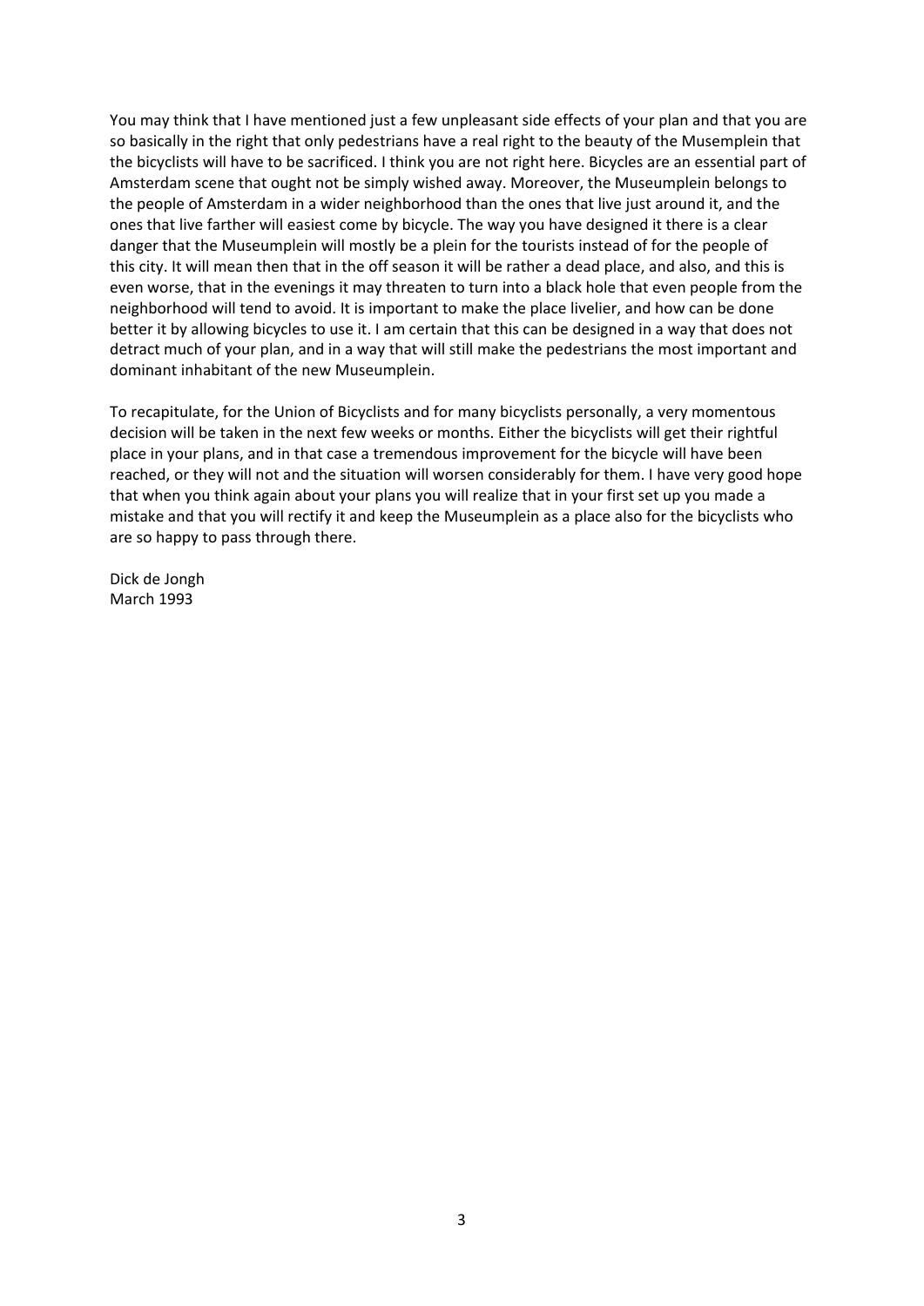You may think that I have mentioned just a few unpleasant side effects of your plan and that you are so basically in the right that only pedestrians have a real right to the beauty of the Musemplein that the bicyclists will have to be sacrificed. I think you are not right here. Bicycles are an essential part of Amsterdam scene that ought not be simply wished away. Moreover, the Museumplein belongs to the people of Amsterdam in a wider neighborhood than the ones that live just around it, and the ones that live farther will easiest come by bicycle. The way you have designed it there is a clear danger that the Museumplein will mostly be a plein for the tourists instead of for the people of this city. It will mean then that in the off season it will be rather a dead place, and also, and this is even worse, that in the evenings it may threaten to turn into a black hole that even people from the neighborhood will tend to avoid. It is important to make the place livelier, and how can be done better it by allowing bicycles to use it. I am certain that this can be designed in a way that does not detract much of your plan, and in a way that will still make the pedestrians the most important and dominant inhabitant of the new Museumplein.

To recapitulate, for the Union of Bicyclists and for many bicyclists personally, a very momentous decision will be taken in the next few weeks or months. Either the bicyclists will get their rightful place in your plans, and in that case a tremendous improvement for the bicycle will have been reached, or they will not and the situation will worsen considerably for them. I have very good hope that when you think again about your plans you will realize that in your first set up you made a mistake and that you will rectify it and keep the Museumplein as a place also for the bicyclists who are so happy to pass through there.

Dick de Jongh
March 1993